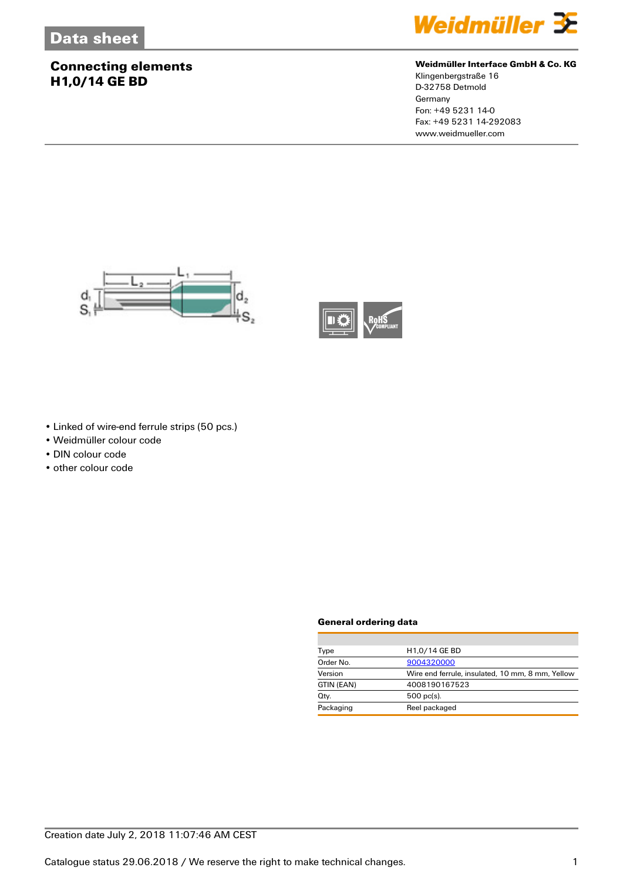# Data sheet

## Connecting elements
## H1,0/14 GE BD

**Weidmüller Interface GmbH & Co. KG**
Klingenbergstraße 16
D-32758 Detmold
Germany
Fon: +49 5231 14-0
Fax: +49 5231 14-292083
www.weidmueller.com

- Linked of wire-end ferrule strips (50 pcs.)
- Weidmüller colour code
- DIN colour code
- other colour code

### General ordering data

| | |
|---|---|
| Type | H1,0/14 GE BD |
| Order No. | 9004320000 |
| Version | Wire end ferrule, insulated, 10 mm, 8 mm, Yellow |
| GTIN (EAN) | 4008190167523 |
| Qty. | 500 pc(s). |
| Packaging | Reel packaged |

Creation date July 2, 2018 11:07:46 AM CEST

Catalogue status 29.06.2018 / We reserve the right to make technical changes.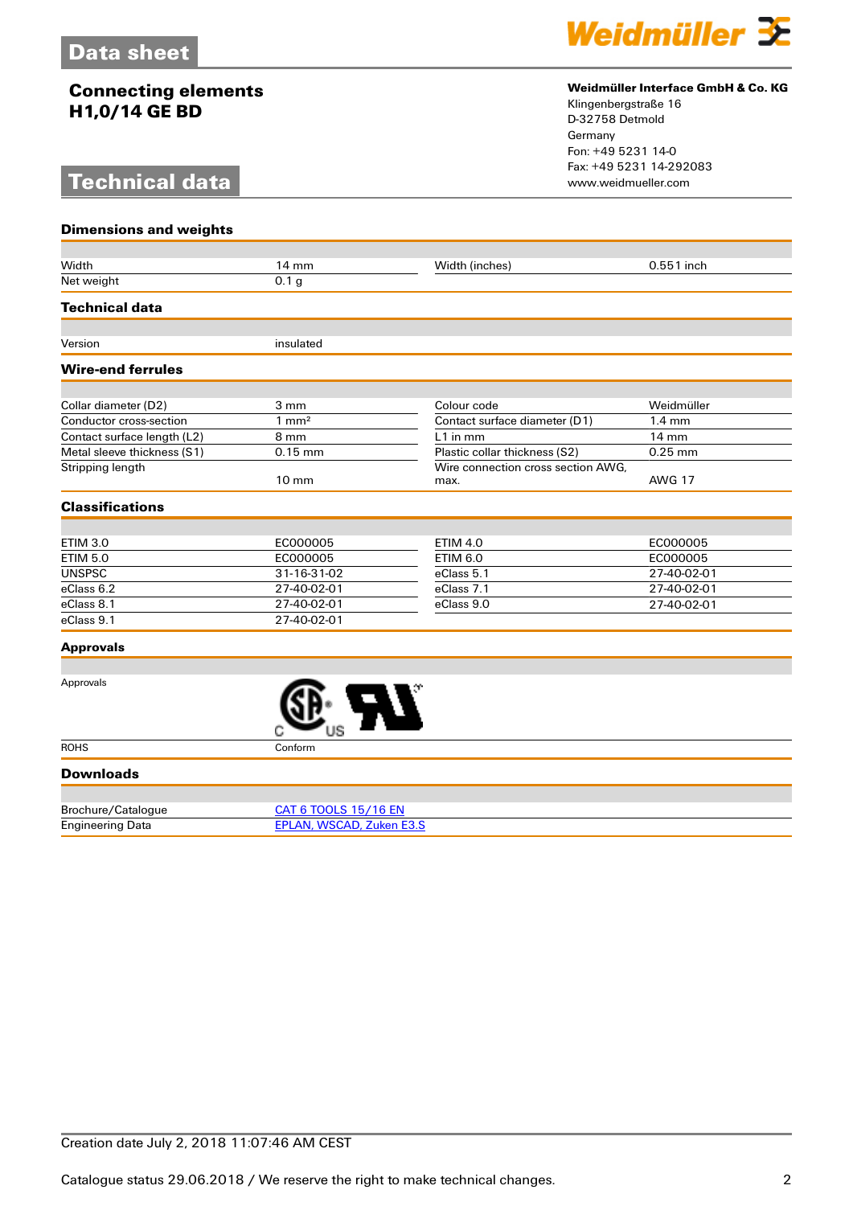# Data sheet

## Connecting elements
## H1,0/14 GE BD

**Weidmüller Interface GmbH & Co. KG**
Klingenbergstraße 16
D-32758 Detmold
Germany
Fon: +49 5231 14-0
Fax: +49 5231 14-292083
www.weidmueller.com

## Technical data

### Dimensions and weights

| | | | |
|---|---|---|---|
| Width | 14 mm | Width (inches) | 0.551 inch |
| Net weight | 0.1 g | | |

### Technical data

| | |
|---|---|
| Version | insulated |

### Wire-end ferrules

| | | | |
|---|---|---|---|
| Collar diameter (D2) | 3 mm | Colour code | Weidmüller |
| Conductor cross-section | 1 mm² | Contact surface diameter (D1) | 1.4 mm |
| Contact surface length (L2) | 8 mm | L1 in mm | 14 mm |
| Metal sleeve thickness (S1) | 0.15 mm | Plastic collar thickness (S2) | 0.25 mm |
| Stripping length | 10 mm | Wire connection cross section AWG, max. | AWG 17 |

### Classifications

| | | | |
|---|---|---|---|
| ETIM 3.0 | EC000005 | ETIM 4.0 | EC000005 |
| ETIM 5.0 | EC000005 | ETIM 6.0 | EC000005 |
| UNSPSC | 31-16-31-02 | eClass 5.1 | 27-40-02-01 |
| eClass 6.2 | 27-40-02-01 | eClass 7.1 | 27-40-02-01 |
| eClass 8.1 | 27-40-02-01 | eClass 9.0 | 27-40-02-01 |
| eClass 9.1 | 27-40-02-01 | | |

### Approvals

| | |
|---|---|
| Approvals | |
| ROHS | Conform |

### Downloads

| | |
|---|---|
| Brochure/Catalogue | CAT 6 TOOLS 15/16 EN |
| Engineering Data | EPLAN, WSCAD, Zuken E3.S |

Creation date July 2, 2018 11:07:46 AM CEST

Catalogue status 29.06.2018 / We reserve the right to make technical changes.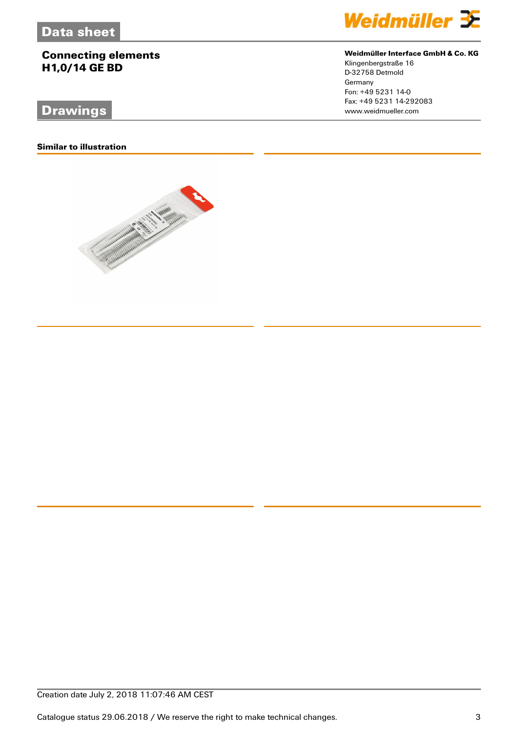# Data sheet

## Connecting elements
## H1,0/14 GE BD

**Weidmüller Interface GmbH & Co. KG**
Klingenbergstraße 16
D-32758 Detmold
Germany
Fon: +49 5231 14-0
Fax: +49 5231 14-292083
www.weidmueller.com

# Drawings

**Similar to illustration**

Creation date July 2, 2018 11:07:46 AM CEST

Catalogue status 29.06.2018 / We reserve the right to make technical changes.